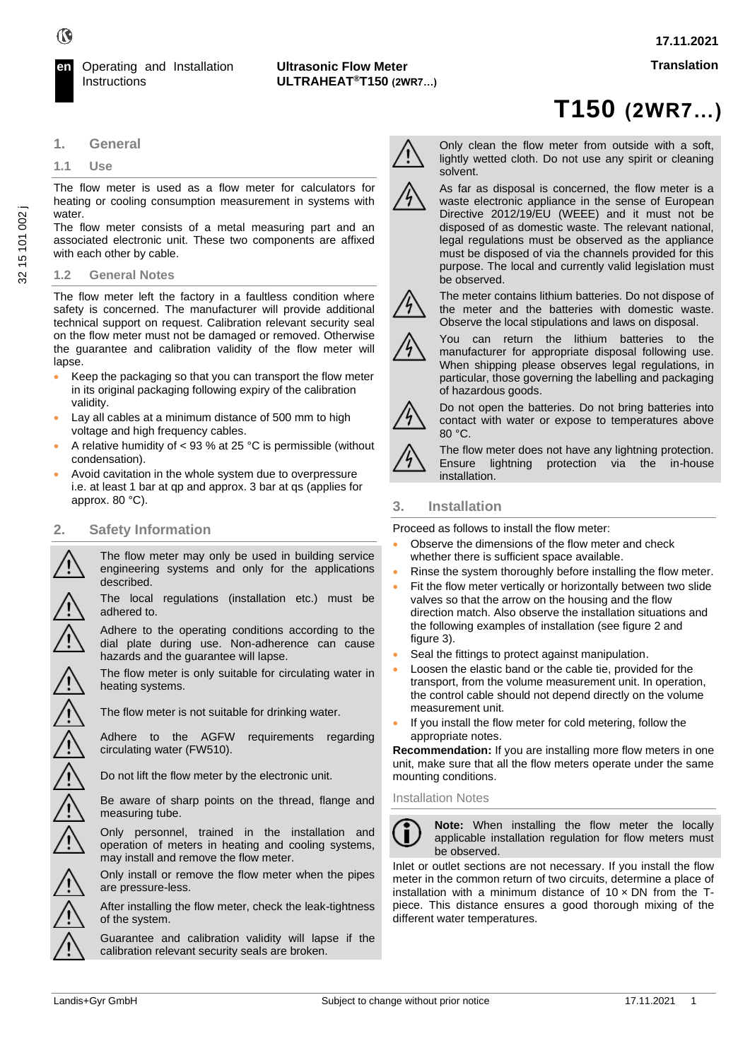en Operating and Installation Instructions

**Ultrasonic Flow Meter ULTRAHEAT®T150 (2WR7…)**

**17.11.2021**

**Translation**

# T150 (2WR7…)

## 1. General

### 1.1 Use

The flow meter is used as a flow meter for calculators for heating or cooling consumption measurement in systems with water.
The flow meter consists of a metal measuring part and an associated electronic unit. These two components are affixed with each other by cable.

### 1.2 General Notes

The flow meter left the factory in a faultless condition where safety is concerned. The manufacturer will provide additional technical support on request. Calibration relevant security seal on the flow meter must not be damaged or removed. Otherwise the guarantee and calibration validity of the flow meter will lapse.

- Keep the packaging so that you can transport the flow meter in its original packaging following expiry of the calibration validity.
- Lay all cables at a minimum distance of 500 mm to high voltage and high frequency cables.
- A relative humidity of < 93 % at 25 °C is permissible (without condensation).
- Avoid cavitation in the whole system due to overpressure i.e. at least 1 bar at qp and approx. 3 bar at qs (applies for approx. 80 °C).

## 2. Safety Information

⚠ The flow meter may only be used in building service engineering systems and only for the applications described.

⚠ The local regulations (installation etc.) must be adhered to.

⚠ Adhere to the operating conditions according to the dial plate during use. Non-adherence can cause hazards and the guarantee will lapse.

⚠ The flow meter is only suitable for circulating water in heating systems.

⚠ The flow meter is not suitable for drinking water.

⚠ Adhere to the AGFW requirements regarding circulating water (FW510).

⚠ Do not lift the flow meter by the electronic unit.

⚠ Be aware of sharp points on the thread, flange and measuring tube.

⚠ Only personnel, trained in the installation and operation of meters in heating and cooling systems, may install and remove the flow meter.

⚠ Only install or remove the flow meter when the pipes are pressure-less.

⚠ After installing the flow meter, check the leak-tightness of the system.

⚠ Guarantee and calibration validity will lapse if the calibration relevant security seals are broken.

⚠ Only clean the flow meter from outside with a soft, lightly wetted cloth. Do not use any spirit or cleaning solvent.

⚠ As far as disposal is concerned, the flow meter is a waste electronic appliance in the sense of European Directive 2012/19/EU (WEEE) and it must not be disposed of as domestic waste. The relevant national, legal regulations must be observed as the appliance must be disposed of via the channels provided for this purpose. The local and currently valid legislation must be observed.

⚠ The meter contains lithium batteries. Do not dispose of the meter and the batteries with domestic waste. Observe the local stipulations and laws on disposal.

⚠ You can return the lithium batteries to the manufacturer for appropriate disposal following use. When shipping please observes legal regulations, in particular, those governing the labelling and packaging of hazardous goods.

⚠ Do not open the batteries. Do not bring batteries into contact with water or expose to temperatures above 80 °C.

⚠ The flow meter does not have any lightning protection. Ensure lightning protection via the in-house installation.

## 3. Installation

Proceed as follows to install the flow meter:

- Observe the dimensions of the flow meter and check whether there is sufficient space available.
- Rinse the system thoroughly before installing the flow meter.
- Fit the flow meter vertically or horizontally between two slide valves so that the arrow on the housing and the flow direction match. Also observe the installation situations and the following examples of installation (see figure 2 and figure 3).
- Seal the fittings to protect against manipulation.
- Loosen the elastic band or the cable tie, provided for the transport, from the volume measurement unit. In operation, the control cable should not depend directly on the volume measurement unit.
- If you install the flow meter for cold metering, follow the appropriate notes.

**Recommendation:** If you are installing more flow meters in one unit, make sure that all the flow meters operate under the same mounting conditions.

### Installation Notes

ⓘ **Note:** When installing the flow meter the locally applicable installation regulation for flow meters must be observed.

Inlet or outlet sections are not necessary. If you install the flow meter in the common return of two circuits, determine a place of installation with a minimum distance of 10 × DN from the T-piece. This distance ensures a good thorough mixing of the different water temperatures.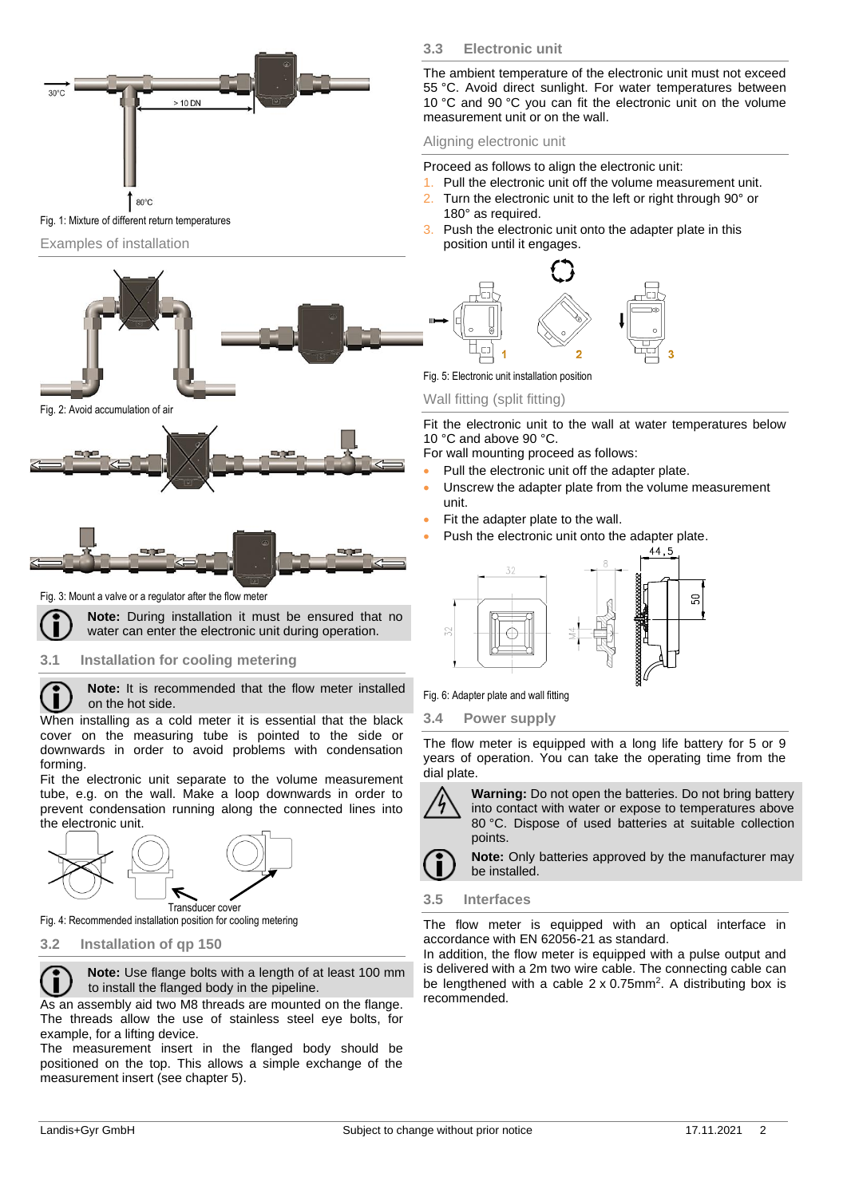Fig. 1: Mixture of different return temperatures

Examples of installation

Fig. 2: Avoid accumulation of air

Fig. 3: Mount a valve or a regulator after the flow meter

**Note:** During installation it must be ensured that no water can enter the electronic unit during operation.

### 3.1 Installation for cooling metering

**Note:** It is recommended that the flow meter installed on the hot side.

When installing as a cold meter it is essential that the black cover on the measuring tube is pointed to the side or downwards in order to avoid problems with condensation forming.

Fit the electronic unit separate to the volume measurement tube, e.g. on the wall. Make a loop downwards in order to prevent condensation running along the connected lines into the electronic unit.

Fig. 4: Recommended installation position for cooling metering

### 3.2 Installation of qp 150

**Note:** Use flange bolts with a length of at least 100 mm to install the flanged body in the pipeline.

As an assembly aid two M8 threads are mounted on the flange. The threads allow the use of stainless steel eye bolts, for example, for a lifting device.

The measurement insert in the flanged body should be positioned on the top. This allows a simple exchange of the measurement insert (see chapter 5).

### 3.3 Electronic unit

The ambient temperature of the electronic unit must not exceed 55 °C. Avoid direct sunlight. For water temperatures between 10 °C and 90 °C you can fit the electronic unit on the volume measurement unit or on the wall.

Aligning electronic unit

Proceed as follows to align the electronic unit:

1. Pull the electronic unit off the volume measurement unit.
2. Turn the electronic unit to the left or right through 90° or 180° as required.
3. Push the electronic unit onto the adapter plate in this position until it engages.

Fig. 5: Electronic unit installation position

Wall fitting (split fitting)

Fit the electronic unit to the wall at water temperatures below 10 °C and above 90 °C.

For wall mounting proceed as follows:

- Pull the electronic unit off the adapter plate.
- Unscrew the adapter plate from the volume measurement unit.
- Fit the adapter plate to the wall.
- Push the electronic unit onto the adapter plate.

Fig. 6: Adapter plate and wall fitting

### 3.4 Power supply

The flow meter is equipped with a long life battery for 5 or 9 years of operation. You can take the operating time from the dial plate.

**Warning:** Do not open the batteries. Do not bring battery into contact with water or expose to temperatures above 80 °C. Dispose of used batteries at suitable collection points.

**Note:** Only batteries approved by the manufacturer may be installed.

### 3.5 Interfaces

The flow meter is equipped with an optical interface in accordance with EN 62056-21 as standard.

In addition, the flow meter is equipped with a pulse output and is delivered with a 2m two wire cable. The connecting cable can be lengthened with a cable 2 x 0.75mm$^2$. A distributing box is recommended.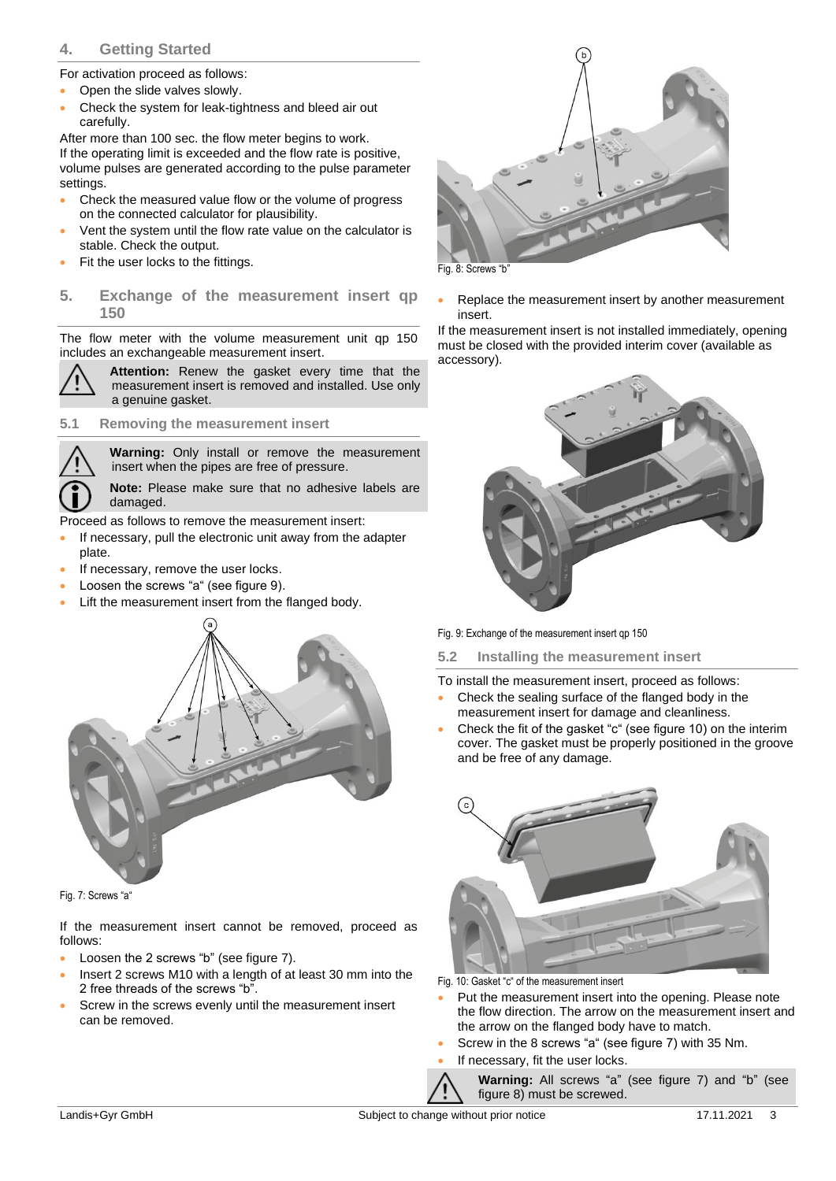## 4. Getting Started

For activation proceed as follows:

- Open the slide valves slowly.
- Check the system for leak-tightness and bleed air out carefully.

After more than 100 sec. the flow meter begins to work.
If the operating limit is exceeded and the flow rate is positive, volume pulses are generated according to the pulse parameter settings.

- Check the measured value flow or the volume of progress on the connected calculator for plausibility.
- Vent the system until the flow rate value on the calculator is stable. Check the output.
- Fit the user locks to the fittings.

## 5. Exchange of the measurement insert qp 150

The flow meter with the volume measurement unit qp 150 includes an exchangeable measurement insert.

**Attention:** Renew the gasket every time that the measurement insert is removed and installed. Use only a genuine gasket.

### 5.1 Removing the measurement insert

**Warning:** Only install or remove the measurement insert when the pipes are free of pressure.

**Note:** Please make sure that no adhesive labels are damaged.

Proceed as follows to remove the measurement insert:

- If necessary, pull the electronic unit away from the adapter plate.
- If necessary, remove the user locks.
- Loosen the screws "a" (see figure 9).
- Lift the measurement insert from the flanged body.

Fig. 7: Screws "a"

If the measurement insert cannot be removed, proceed as follows:

- Loosen the 2 screws "b" (see figure 7).
- Insert 2 screws M10 with a length of at least 30 mm into the 2 free threads of the screws "b".
- Screw in the screws evenly until the measurement insert can be removed.

Fig. 8: Screws "b"

- Replace the measurement insert by another measurement insert.

If the measurement insert is not installed immediately, opening must be closed with the provided interim cover (available as accessory).

Fig. 9: Exchange of the measurement insert qp 150

### 5.2 Installing the measurement insert

To install the measurement insert, proceed as follows:

- Check the sealing surface of the flanged body in the measurement insert for damage and cleanliness.
- Check the fit of the gasket "c" (see figure 10) on the interim cover. The gasket must be properly positioned in the groove and be free of any damage.

Fig. 10: Gasket "c" of the measurement insert

- Put the measurement insert into the opening. Please note the flow direction. The arrow on the measurement insert and the arrow on the flanged body have to match.
- Screw in the 8 screws "a" (see figure 7) with 35 Nm.
- If necessary, fit the user locks.

**Warning:** All screws "a" (see figure 7) and "b" (see figure 8) must be screwed.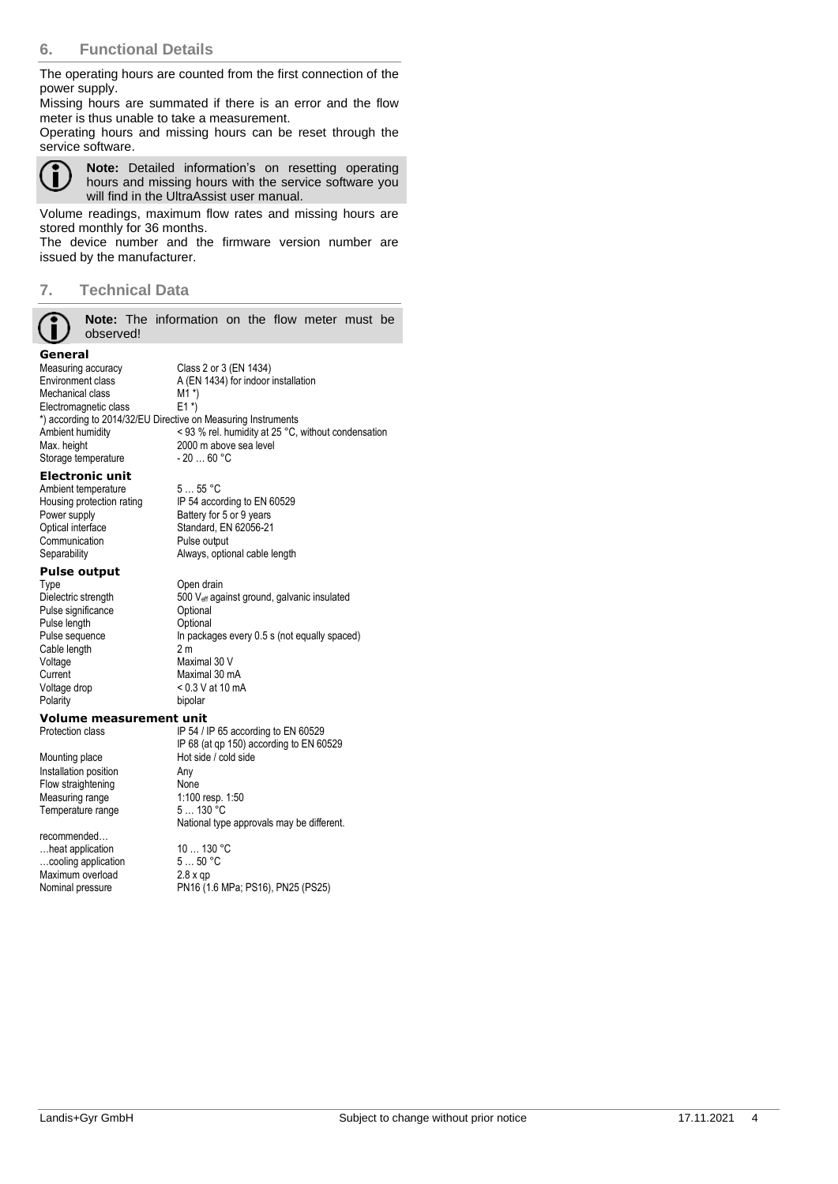## 6. Functional Details

The operating hours are counted from the first connection of the power supply.

Missing hours are summated if there is an error and the flow meter is thus unable to take a measurement.

Operating hours and missing hours can be reset through the service software.

> **Note:** Detailed information's on resetting operating hours and missing hours with the service software you will find in the UltraAssist user manual.

Volume readings, maximum flow rates and missing hours are stored monthly for 36 months.

The device number and the firmware version number are issued by the manufacturer.

## 7. Technical Data

> **Note:** The information on the flow meter must be observed!

### General

| | |
|---|---|
| Measuring accuracy | Class 2 or 3 (EN 1434) |
| Environment class | A (EN 1434) for indoor installation |
| Mechanical class | M1 *) |
| Electromagnetic class | E1 *) |

*) according to 2014/32/EU Directive on Measuring Instruments

| | |
|---|---|
| Ambient humidity | < 93 % rel. humidity at 25 °C, without condensation |
| Max. height | 2000 m above sea level |
| Storage temperature | - 20 … 60 °C |

### Electronic unit

| | |
|---|---|
| Ambient temperature | 5 … 55 °C |
| Housing protection rating | IP 54 according to EN 60529 |
| Power supply | Battery for 5 or 9 years |
| Optical interface | Standard, EN 62056-21 |
| Communication | Pulse output |
| Separability | Always, optional cable length |

### Pulse output

| | |
|---|---|
| Type | Open drain |
| Dielectric strength | 500 $V_{eff}$ against ground, galvanic insulated |
| Pulse significance | Optional |
| Pulse length | Optional |
| Pulse sequence | In packages every 0.5 s (not equally spaced) |
| Cable length | 2 m |
| Voltage | Maximal 30 V |
| Current | Maximal 30 mA |
| Voltage drop | < 0.3 V at 10 mA |
| Polarity | bipolar |

### Volume measurement unit

| | |
|---|---|
| Protection class | IP 54 / IP 65 according to EN 60529<br>IP 68 (at qp 150) according to EN 60529 |
| Mounting place | Hot side / cold side |
| Installation position | Any |
| Flow straightening | None |
| Measuring range | 1:100 resp. 1:50 |
| Temperature range | 5 … 130 °C<br>National type approvals may be different. |
| recommended… | |
| …heat application | 10 … 130 °C |
| …cooling application | 5 … 50 °C |
| Maximum overload | 2.8 x qp |
| Nominal pressure | PN16 (1.6 MPa; PS16), PN25 (PS25) |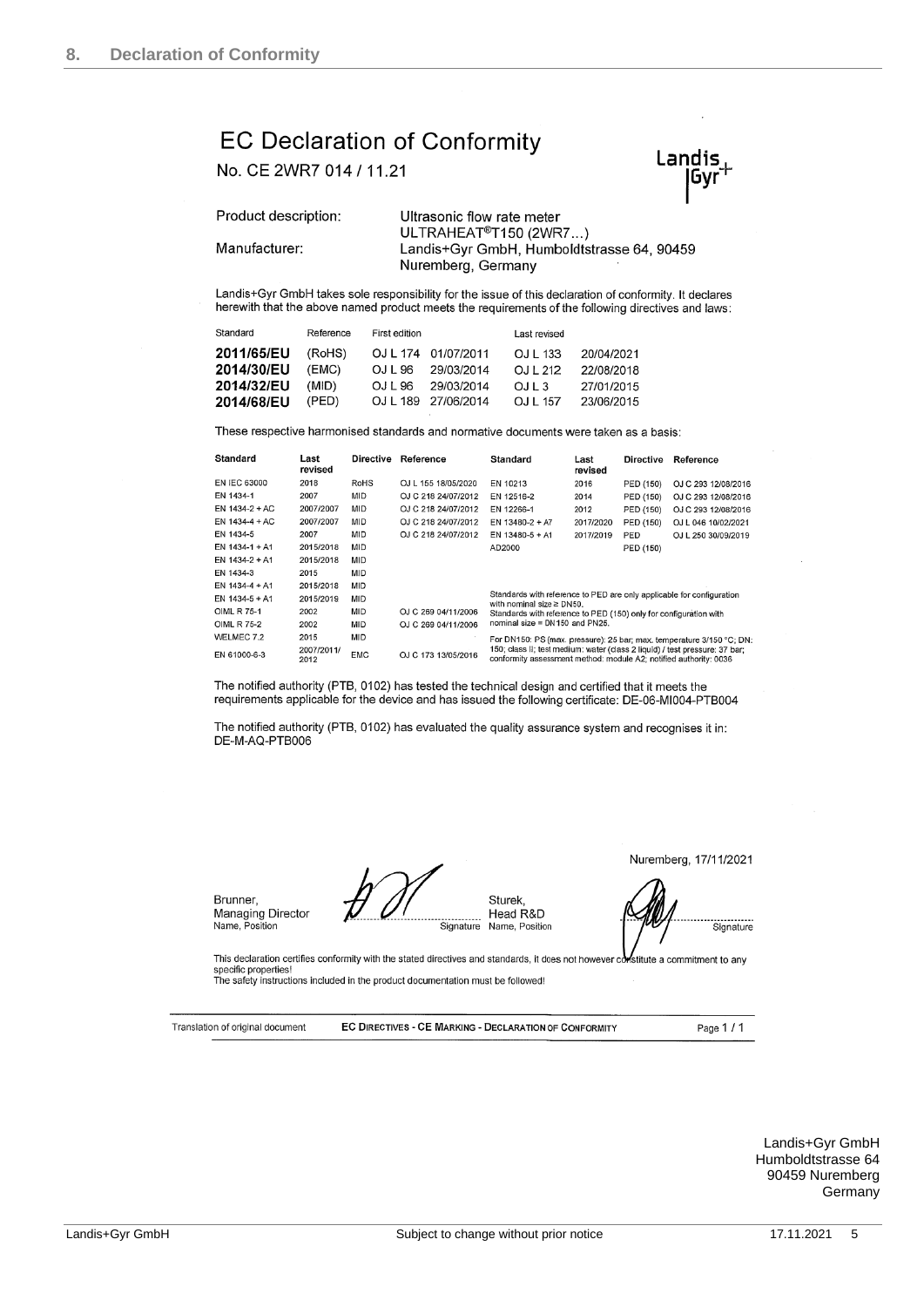## 8. Declaration of Conformity

# EC Declaration of Conformity

No. CE 2WR7 014 / 11.21

Landis+Gyr

| | |
|---|---|
| Product description: | Ultrasonic flow rate meter ULTRAHEAT®T150 (2WR7...) |
| Manufacturer: | Landis+Gyr GmbH, Humboldtstrasse 64, 90459 Nuremberg, Germany |

Landis+Gyr GmbH takes sole responsibility for the issue of this declaration of conformity. It declares herewith that the above named product meets the requirements of the following directives and laws:

| Standard | Reference | First edition | | Last revised | |
|---|---|---|---|---|---|
| **2011/65/EU** | (RoHS) | OJ L 174 | 01/07/2011 | OJ L 133 | 20/04/2021 |
| **2014/30/EU** | (EMC) | OJ L 96 | 29/03/2014 | OJ L 212 | 22/08/2018 |
| **2014/32/EU** | (MID) | OJ L 96 | 29/03/2014 | OJ L 3 | 27/01/2015 |
| **2014/68/EU** | (PED) | OJ L 189 | 27/06/2014 | OJ L 157 | 23/06/2015 |

These respective harmonised standards and normative documents were taken as a basis:

| Standard | Last revised | Directive | Reference | Standard | Last revised | Directive | Reference |
|---|---|---|---|---|---|---|---|
| EN IEC 63000 | 2018 | RoHS | OJ L 155 18/05/2020 | EN 10213 | 2016 | PED (150) | OJ C 293 12/08/2016 |
| EN 1434-1 | 2007 | MID | OJ C 218 24/07/2012 | EN 12516-2 | 2014 | PED (150) | OJ C 293 12/08/2016 |
| EN 1434-2 + AC | 2007/2007 | MID | OJ C 218 24/07/2012 | EN 12266-1 | 2012 | PED (150) | OJ C 293 12/08/2016 |
| EN 1434-4 + AC | 2007/2007 | MID | OJ C 218 24/07/2012 | EN 13480-2 + A7 | 2017/2020 | PED (150) | OJ L 046 10/02/2021 |
| EN 1434-5 | 2007 | MID | OJ C 218 24/07/2012 | EN 13480-5 + A1 | 2017/2019 | PED | OJ L 250 30/09/2019 |
| EN 1434-1 + A1 | 2015/2018 | MID | | AD2000 | | PED (150) | |
| EN 1434-2 + A1 | 2015/2018 | MID | | | | | |
| EN 1434-3 | 2015 | MID | | | | | |
| EN 1434-4 + A1 | 2015/2018 | MID | | | | | |
| EN 1434-5 + A1 | 2015/2019 | MID | | | | | |
| OIML R 75-1 | 2002 | MID | OJ C 269 04/11/2006 | | | | |
| OIML R 75-2 | 2002 | MID | OJ C 269 04/11/2006 | | | | |
| WELMEC 7.2 | 2015 | MID | | | | | |
| EN 61000-6-3 | 2007/2011/2012 | EMC | OJ C 173 13/05/2016 | | | | |

Standards with reference to PED are only applicable for configuration with nominal size ≥ DN50.
Standards with reference to PED (150) only for configuration with nominal size = DN150 and PN25.

For DN150: PS (max. pressure): 25 bar; max. temperature 3/150 °C; DN: 150; class II; test medium: water (class 2 liquid) / test pressure: 37 bar; conformity assessment method: module A2; notified authority: 0036

The notified authority (PTB, 0102) has tested the technical design and certified that it meets the requirements applicable for the device and has issued the following certificate: DE-06-MI004-PTB004

The notified authority (PTB, 0102) has evaluated the quality assurance system and recognises it in: DE-M-AQ-PTB006

Nuremberg, 17/11/2021

| | | | |
|---|---|---|---|
| Brunner, Managing Director | Signature | Sturek, Head R&D | Signature |
| Name, Position | | Name, Position | |

This declaration certifies conformity with the stated directives and standards, it does not however constitute a commitment to any specific properties!
The safety instructions included in the product documentation must be followed!

Translation of original document — EC DIRECTIVES - CE MARKING - DECLARATION OF CONFORMITY — Page 1 / 1

Landis+Gyr GmbH
Humboldtstrasse 64
90459 Nuremberg
Germany